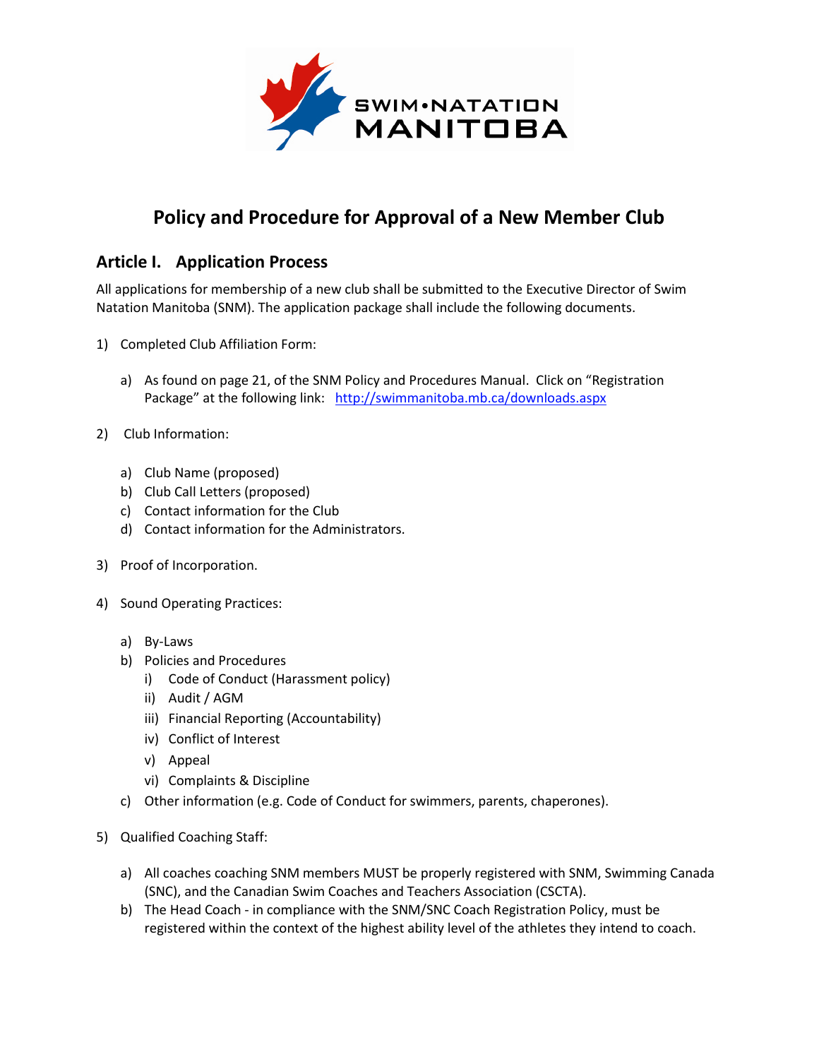# Policy and Procedure for Approval of a New Member Club

## Article I. Application Process

All applications for membership of a new club shall be submitted to the Executive Director of Swim Natation Manitoba (SNM). The application package shall include the following documents.

1) Completed Club Affiliation Form:

   a) As found on page 21, of the SNM Policy and Procedures Manual. Click on "Registration Package" at the following link: http://swimmanitoba.mb.ca/downloads.aspx

2) Club Information:

   a) Club Name (proposed)
   b) Club Call Letters (proposed)
   c) Contact information for the Club
   d) Contact information for the Administrators.

3) Proof of Incorporation.

4) Sound Operating Practices:

   a) By-Laws
   b) Policies and Procedures
      i) Code of Conduct (Harassment policy)
      ii) Audit / AGM
      iii) Financial Reporting (Accountability)
      iv) Conflict of Interest
      v) Appeal
      vi) Complaints & Discipline
   c) Other information (e.g. Code of Conduct for swimmers, parents, chaperones).

5) Qualified Coaching Staff:

   a) All coaches coaching SNM members MUST be properly registered with SNM, Swimming Canada (SNC), and the Canadian Swim Coaches and Teachers Association (CSCTA).
   b) The Head Coach - in compliance with the SNM/SNC Coach Registration Policy, must be registered within the context of the highest ability level of the athletes they intend to coach.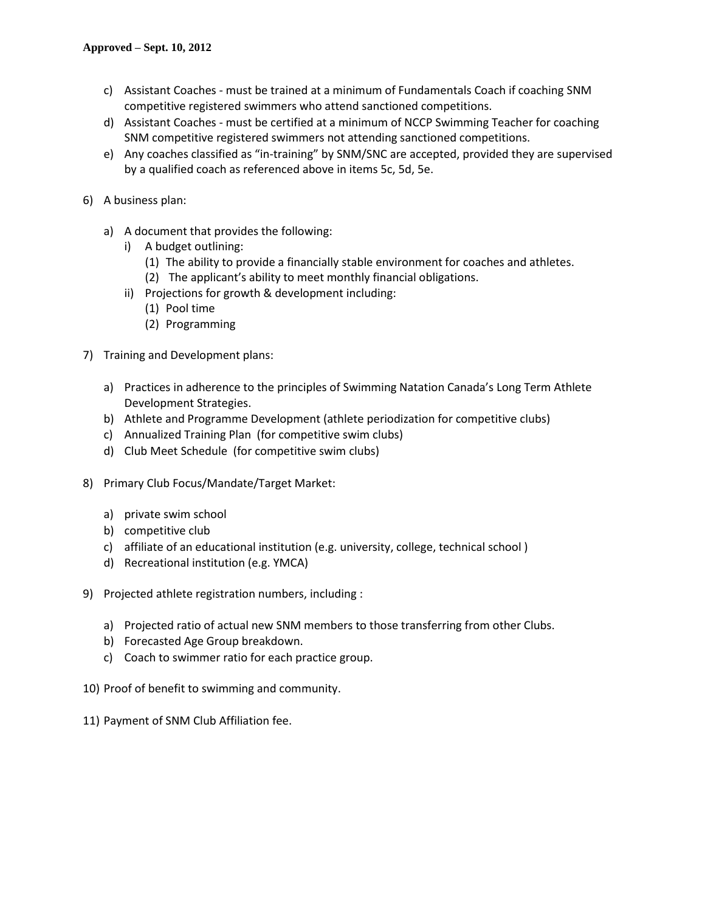c) Assistant Coaches - must be trained at a minimum of Fundamentals Coach if coaching SNM competitive registered swimmers who attend sanctioned competitions.
d) Assistant Coaches - must be certified at a minimum of NCCP Swimming Teacher for coaching SNM competitive registered swimmers not attending sanctioned competitions.
e) Any coaches classified as "in-training" by SNM/SNC are accepted, provided they are supervised by a qualified coach as referenced above in items 5c, 5d, 5e.

6) A business plan:

   a) A document that provides the following:
      i) A budget outlining:
         (1) The ability to provide a financially stable environment for coaches and athletes.
         (2) The applicant's ability to meet monthly financial obligations.
      ii) Projections for growth & development including:
         (1) Pool time
         (2) Programming

7) Training and Development plans:

   a) Practices in adherence to the principles of Swimming Natation Canada's Long Term Athlete Development Strategies.
   b) Athlete and Programme Development (athlete periodization for competitive clubs)
   c) Annualized Training Plan (for competitive swim clubs)
   d) Club Meet Schedule (for competitive swim clubs)

8) Primary Club Focus/Mandate/Target Market:

   a) private swim school
   b) competitive club
   c) affiliate of an educational institution (e.g. university, college, technical school )
   d) Recreational institution (e.g. YMCA)

9) Projected athlete registration numbers, including :

   a) Projected ratio of actual new SNM members to those transferring from other Clubs.
   b) Forecasted Age Group breakdown.
   c) Coach to swimmer ratio for each practice group.

10) Proof of benefit to swimming and community.

11) Payment of SNM Club Affiliation fee.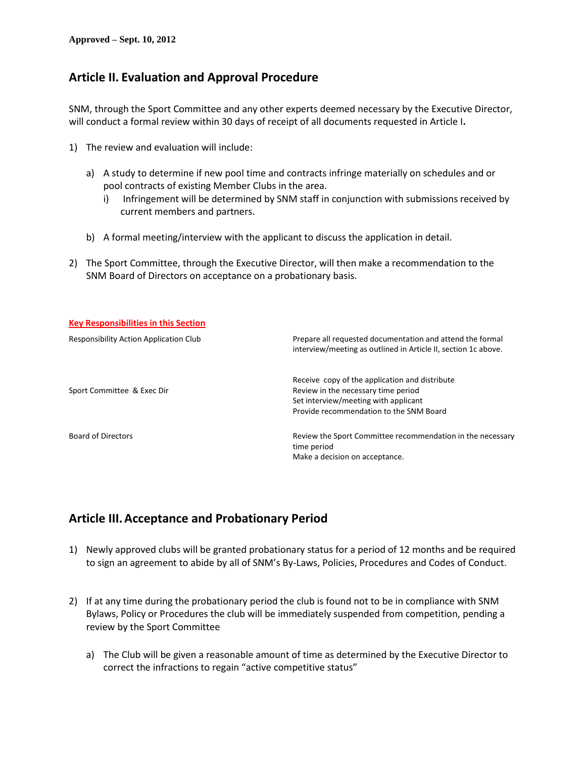**Approved – Sept. 10, 2012**

## Article II. Evaluation and Approval Procedure

SNM, through the Sport Committee and any other experts deemed necessary by the Executive Director, will conduct a formal review within 30 days of receipt of all documents requested in Article I**.**

1) The review and evaluation will include:

   a) A study to determine if new pool time and contracts infringe materially on schedules and or pool contracts of existing Member Clubs in the area.
      i) Infringement will be determined by SNM staff in conjunction with submissions received by current members and partners.

   b) A formal meeting/interview with the applicant to discuss the application in detail.

2) The Sport Committee, through the Executive Director, will then make a recommendation to the SNM Board of Directors on acceptance on a probationary basis.

**Key Responsibilities in this Section**

| Responsibility | Action |
|---|---|
| Application Club | Prepare all requested documentation and attend the formal interview/meeting as outlined in Article II, section 1c above. |
| Sport Committee & Exec Dir | Receive copy of the application and distribute<br>Review in the necessary time period<br>Set interview/meeting with applicant<br>Provide recommendation to the SNM Board |
| Board of Directors | Review the Sport Committee recommendation in the necessary time period<br>Make a decision on acceptance. |

## Article III. Acceptance and Probationary Period

1) Newly approved clubs will be granted probationary status for a period of 12 months and be required to sign an agreement to abide by all of SNM's By-Laws, Policies, Procedures and Codes of Conduct.

2) If at any time during the probationary period the club is found not to be in compliance with SNM Bylaws, Policy or Procedures the club will be immediately suspended from competition, pending a review by the Sport Committee

   a) The Club will be given a reasonable amount of time as determined by the Executive Director to correct the infractions to regain "active competitive status"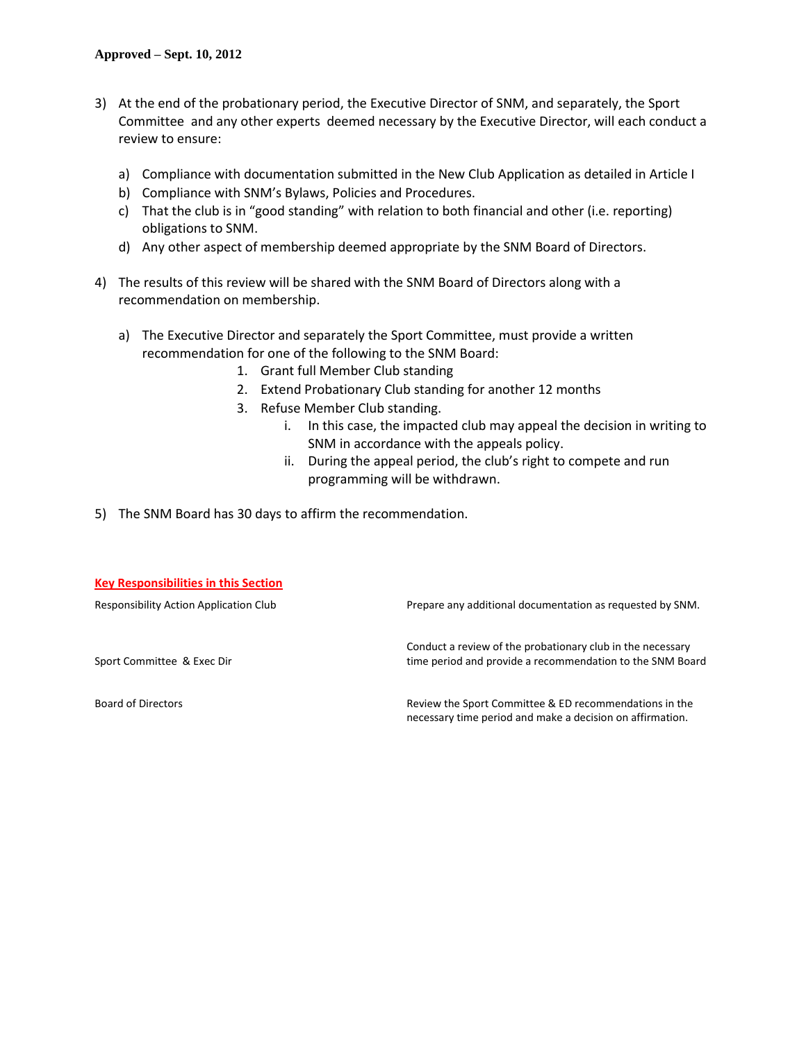**Approved – Sept. 10, 2012**

3) At the end of the probationary period, the Executive Director of SNM, and separately, the Sport Committee and any other experts deemed necessary by the Executive Director, will each conduct a review to ensure:

   a) Compliance with documentation submitted in the New Club Application as detailed in Article I
   b) Compliance with SNM's Bylaws, Policies and Procedures.
   c) That the club is in "good standing" with relation to both financial and other (i.e. reporting) obligations to SNM.
   d) Any other aspect of membership deemed appropriate by the SNM Board of Directors.

4) The results of this review will be shared with the SNM Board of Directors along with a recommendation on membership.

   a) The Executive Director and separately the Sport Committee, must provide a written recommendation for one of the following to the SNM Board:
      1. Grant full Member Club standing
      2. Extend Probationary Club standing for another 12 months
      3. Refuse Member Club standing.
         i. In this case, the impacted club may appeal the decision in writing to SNM in accordance with the appeals policy.
         ii. During the appeal period, the club's right to compete and run programming will be withdrawn.

5) The SNM Board has 30 days to affirm the recommendation.

**Key Responsibilities in this Section**

| | |
|---|---|
| Responsibility Action Application Club | Prepare any additional documentation as requested by SNM. |
| Sport Committee & Exec Dir | Conduct a review of the probationary club in the necessary time period and provide a recommendation to the SNM Board |
| Board of Directors | Review the Sport Committee & ED recommendations in the necessary time period and make a decision on affirmation. |